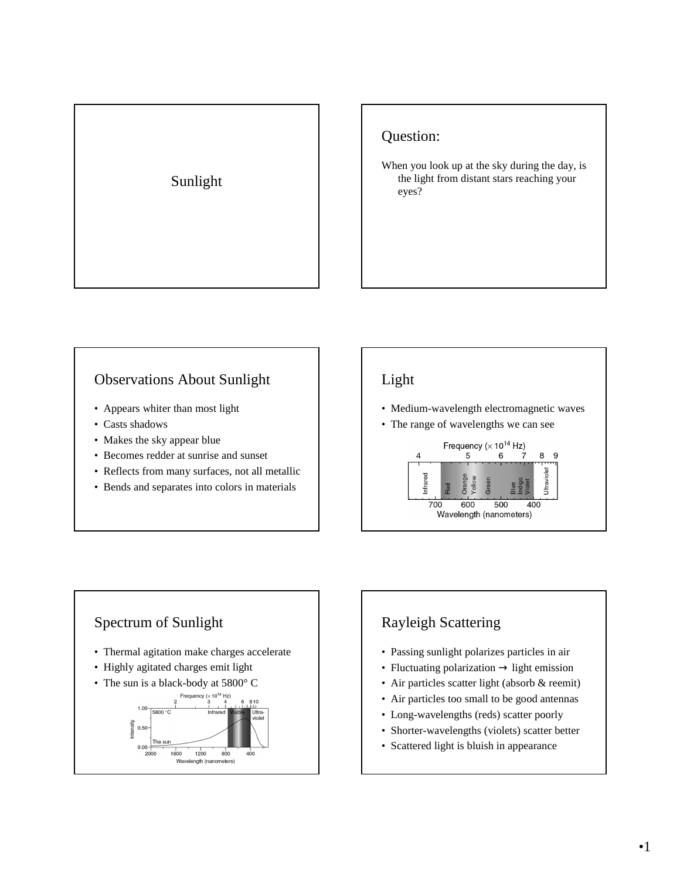# Sunlight

## Question:

When you look up at the sky during the day, is the light from distant stars reaching your eyes?

## Observations About Sunlight

- Appears whiter than most light
- Casts shadows
- Makes the sky appear blue
- Becomes redder at sunrise and sunset
- Reflects from many surfaces, not all metallic
- Bends and separates into colors in materials

## Light

- Medium-wavelength electromagnetic waves
- The range of wavelengths we can see

Frequency ($\times 10^{14}$ Hz)

4 5 6 7 8 9

Infrared | Red | Orange | Yellow | Green | Blue | Indigo | Violet | Ultraviolet

700 600 500 400

Wavelength (nanometers)

## Spectrum of Sunlight

- Thermal agitation make charges accelerate
- Highly agitated charges emit light
- The sun is a black-body at 5800° C

Frequency ($\times 10^{14}$ Hz)

2 3 4 6 8 10

5800 °C Infrared Visible Ultra-violet

Intensity 1.00 0.50 0.00

The sun

2000 1600 1200 800 400

Wavelength (nanometers)

## Rayleigh Scattering

- Passing sunlight polarizes particles in air
- Fluctuating polarization → light emission
- Air particles scatter light (absorb & reemit)
- Air particles too small to be good antennas
- Long-wavelengths (reds) scatter poorly
- Shorter-wavelengths (violets) scatter better
- Scattered light is bluish in appearance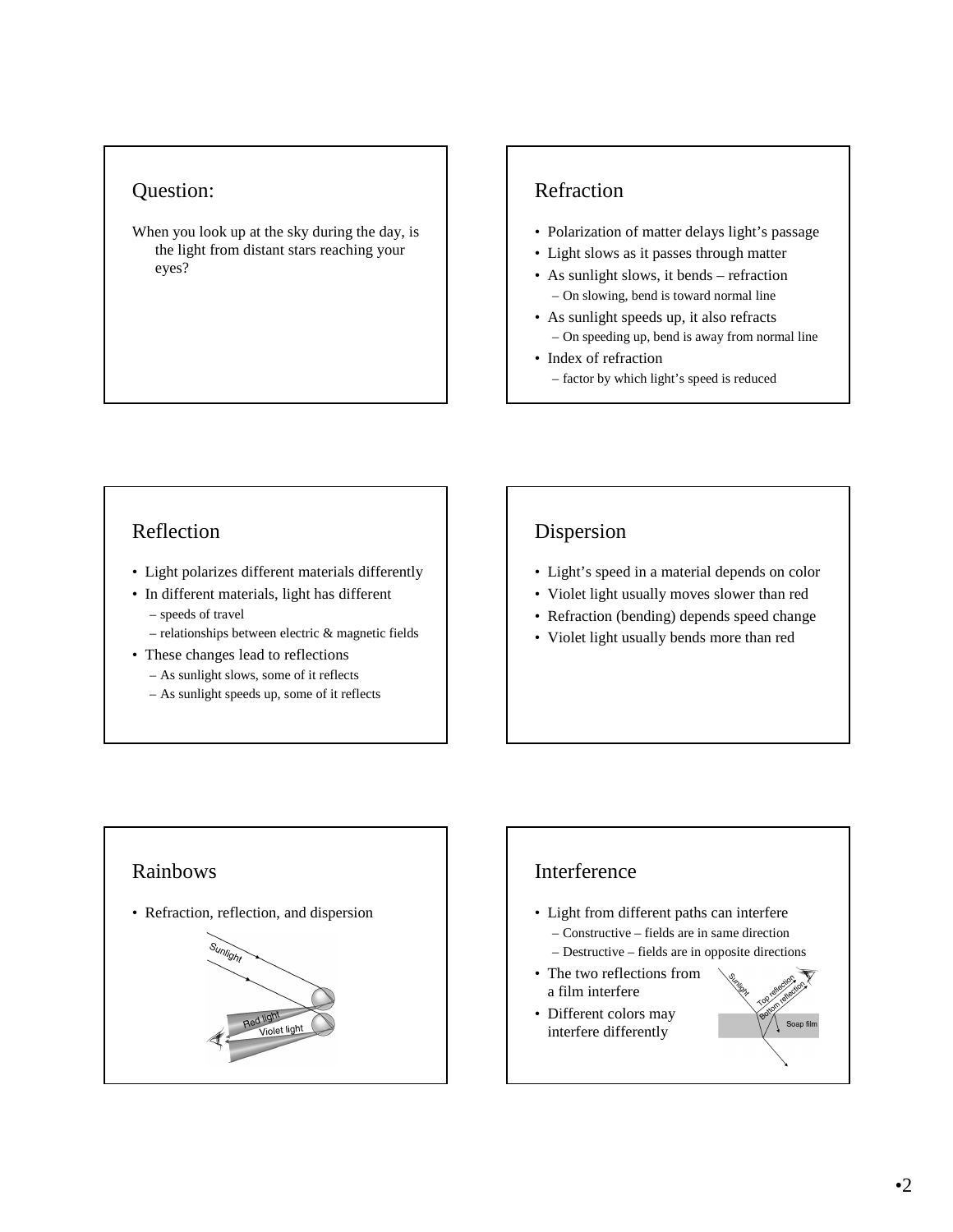## Question:

When you look up at the sky during the day, is the light from distant stars reaching your eyes?

## Refraction

- Polarization of matter delays light's passage
- Light slows as it passes through matter
- As sunlight slows, it bends – refraction
  - On slowing, bend is toward normal line
- As sunlight speeds up, it also refracts
  - On speeding up, bend is away from normal line
- Index of refraction
  - factor by which light's speed is reduced

## Reflection

- Light polarizes different materials differently
- In different materials, light has different
  - speeds of travel
  - relationships between electric & magnetic fields
- These changes lead to reflections
  - As sunlight slows, some of it reflects
  - As sunlight speeds up, some of it reflects

## Dispersion

- Light's speed in a material depends on color
- Violet light usually moves slower than red
- Refraction (bending) depends speed change
- Violet light usually bends more than red

## Rainbows

- Refraction, reflection, and dispersion

## Interference

- Light from different paths can interfere
  - Constructive – fields are in same direction
  - Destructive – fields are in opposite directions
- The two reflections from a film interfere
- Different colors may interfere differently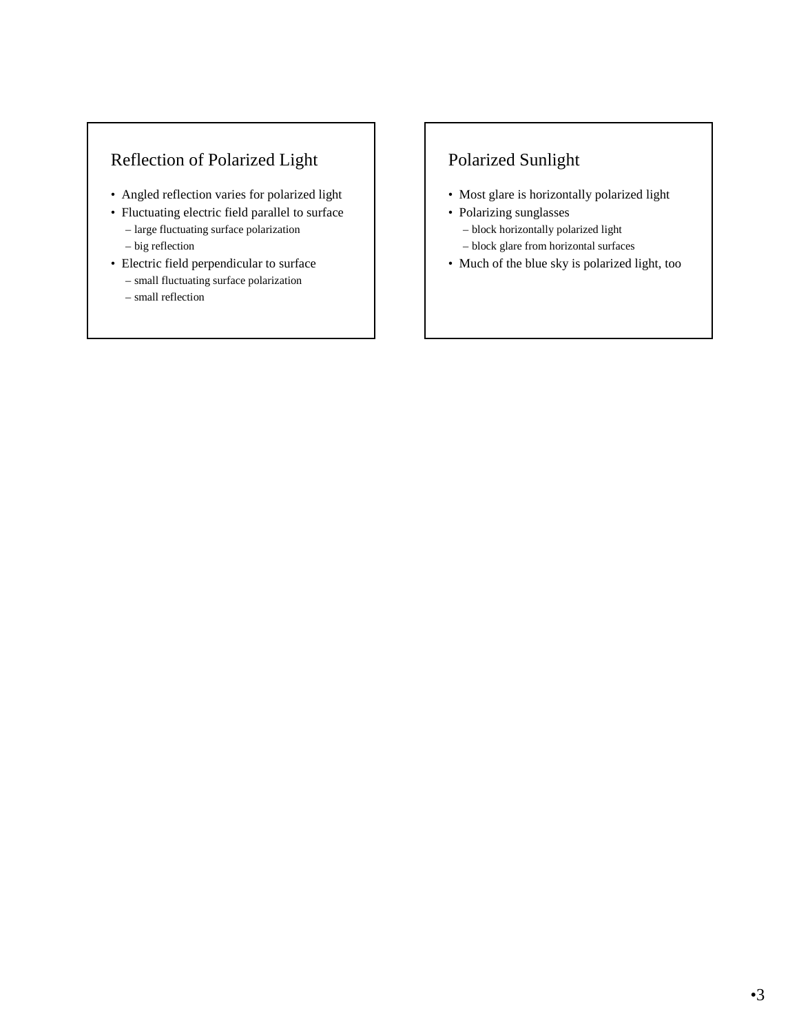## Reflection of Polarized Light

- Angled reflection varies for polarized light
- Fluctuating electric field parallel to surface
  - large fluctuating surface polarization
  - big reflection
- Electric field perpendicular to surface
  - small fluctuating surface polarization
  - small reflection

## Polarized Sunlight

- Most glare is horizontally polarized light
- Polarizing sunglasses
  - block horizontally polarized light
  - block glare from horizontal surfaces
- Much of the blue sky is polarized light, too